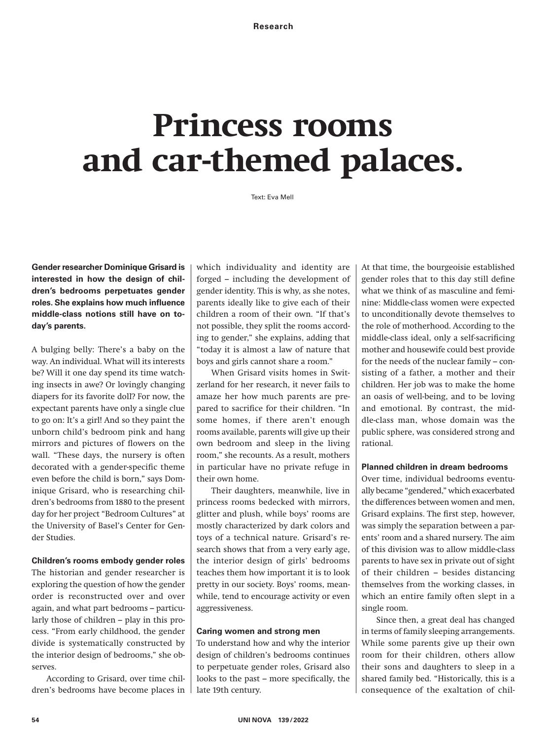# Princess rooms and car-themed palaces.

Text: Eva Mell

**Gender researcher Dominique Grisard is interested in how the design of children's bedrooms perpetuates gender roles. She explains how much influence middle-class notions still have on today's parents.**

A bulging belly: There's a baby on the way. An individual. What will its interests be? Will it one day spend its time watching insects in awe? Or lovingly changing diapers for its favorite doll? For now, the expectant parents have only a single clue to go on: It's a girl! And so they paint the unborn child's bedroom pink and hang mirrors and pictures of flowers on the wall. "These days, the nursery is often decorated with a gender-specific theme even before the child is born," says Dominique Grisard, who is researching children's bedrooms from 1880 to the present day for her project "Bedroom Cultures" at the University of Basel's Center for Gender Studies.

### Children's rooms embody gender roles

The historian and gender researcher is exploring the question of how the gender order is reconstructed over and over again, and what part bedrooms – particularly those of children – play in this process. "From early childhood, the gender divide is systematically constructed by the interior design of bedrooms," she observes.

According to Grisard, over time children's bedrooms have become places in which individuality and identity are forged – including the development of gender identity. This is why, as she notes, parents ideally like to give each of their children a room of their own. "If that's not possible, they split the rooms according to gender," she explains, adding that "today it is almost a law of nature that boys and girls cannot share a room."

When Grisard visits homes in Switzerland for her research, it never fails to amaze her how much parents are prepared to sacrifice for their children. "In some homes, if there aren't enough rooms available, parents will give up their own bedroom and sleep in the living room," she recounts. As a result, mothers in particular have no private refuge in their own home.

Their daughters, meanwhile, live in princess rooms bedecked with mirrors, glitter and plush, while boys' rooms are mostly characterized by dark colors and toys of a technical nature. Grisard's research shows that from a very early age, the interior design of girls' bedrooms teaches them how important it is to look pretty in our society. Boys' rooms, meanwhile, tend to encourage activity or even aggressiveness.

### Caring women and strong men

To understand how and why the interior design of children's bedrooms continues to perpetuate gender roles, Grisard also looks to the past – more specifically, the late 19th century. At that time, the bourgeoisie established gender roles that to this day still define what we think of as masculine and feminine: Middle-class women were expected to unconditionally devote themselves to the role of motherhood. According to the middle-class ideal, only a self-sacrificing mother and housewife could best provide for the needs of the nuclear family – consisting of a father, a mother and their children. Her job was to make the home an oasis of well-being, and to be loving and emotional. By contrast, the middle-class man, whose domain was the public sphere, was considered strong and rational.

### Planned children in dream bedrooms

Over time, individual bedrooms eventually became "gendered," which exacerbated the differences between women and men, Grisard explains. The first step, however, was simply the separation between a parents' room and a shared nursery. The aim of this division was to allow middle-class parents to have sex in private out of sight of their children – besides distancing themselves from the working classes, in which an entire family often slept in a single room.

Since then, a great deal has changed in terms of family sleeping arrangements. While some parents give up their own room for their children, others allow their sons and daughters to sleep in a shared family bed. "Historically, this is a consequence of the exaltation of chil-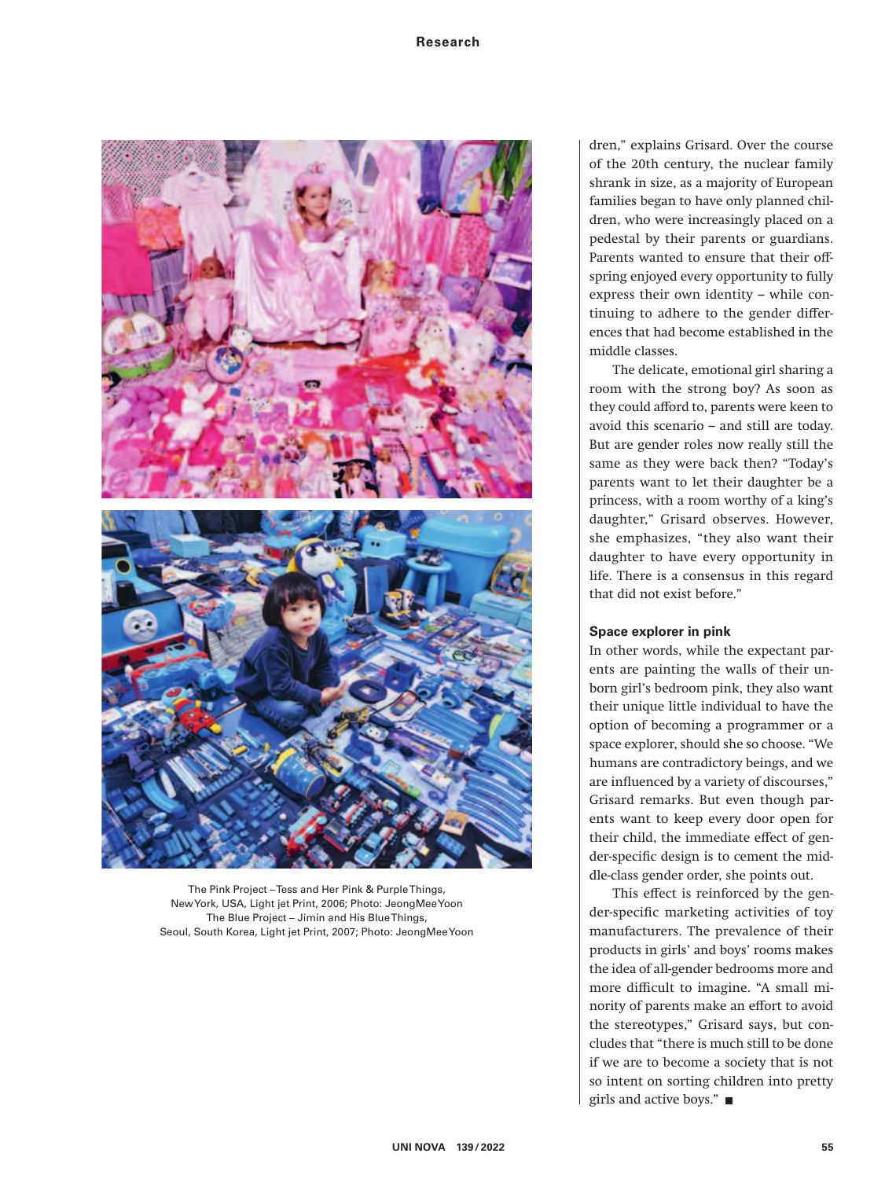The Pink Project – Tess and Her Pink & Purple Things, New York, USA, Light jet Print, 2006; Photo: JeongMee Yoon
The Blue Project – Jimin and His Blue Things, Seoul, South Korea, Light jet Print, 2007; Photo: JeongMee Yoon

dren," explains Grisard. Over the course of the 20th century, the nuclear family shrank in size, as a majority of European families began to have only planned children, who were increasingly placed on a pedestal by their parents or guardians. Parents wanted to ensure that their offspring enjoyed every opportunity to fully express their own identity – while continuing to adhere to the gender differences that had become established in the middle classes.

The delicate, emotional girl sharing a room with the strong boy? As soon as they could afford to, parents were keen to avoid this scenario – and still are today. But are gender roles now really still the same as they were back then? "Today's parents want to let their daughter be a princess, with a room worthy of a king's daughter," Grisard observes. However, she emphasizes, "they also want their daughter to have every opportunity in life. There is a consensus in this regard that did not exist before."

### Space explorer in pink

In other words, while the expectant parents are painting the walls of their unborn girl's bedroom pink, they also want their unique little individual to have the option of becoming a programmer or a space explorer, should she so choose. "We humans are contradictory beings, and we are influenced by a variety of discourses," Grisard remarks. But even though parents want to keep every door open for their child, the immediate effect of gender-specific design is to cement the middle-class gender order, she points out.

This effect is reinforced by the gender-specific marketing activities of toy manufacturers. The prevalence of their products in girls' and boys' rooms makes the idea of all-gender bedrooms more and more difficult to imagine. "A small minority of parents make an effort to avoid the stereotypes," Grisard says, but concludes that "there is much still to be done if we are to become a society that is not so intent on sorting children into pretty girls and active boys." ■